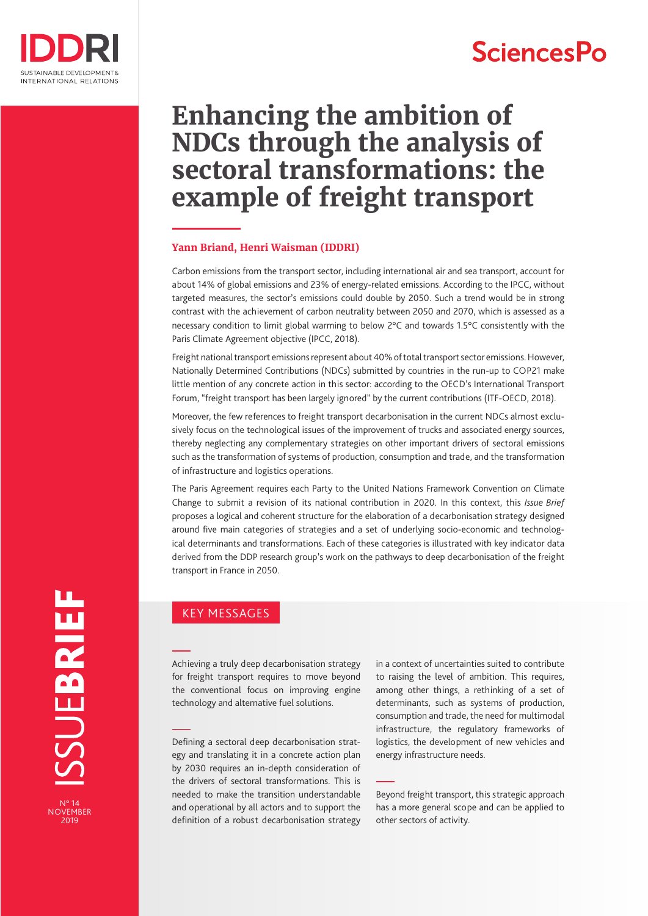# Enhancing the ambition of NDCs through the analysis of sectoral transformations: the example of freight transport

**Yann Briand, Henri Waisman (IDDRI)**

Carbon emissions from the transport sector, including international air and sea transport, account for about 14% of global emissions and 23% of energy-related emissions. According to the IPCC, without targeted measures, the sector's emissions could double by 2050. Such a trend would be in strong contrast with the achievement of carbon neutrality between 2050 and 2070, which is assessed as a necessary condition to limit global warming to below 2°C and towards 1.5°C consistently with the Paris Climate Agreement objective (IPCC, 2018).

Freight national transport emissions represent about 40% of total transport sector emissions. However, Nationally Determined Contributions (NDCs) submitted by countries in the run-up to COP21 make little mention of any concrete action in this sector: according to the OECD's International Transport Forum, "freight transport has been largely ignored" by the current contributions (ITF-OECD, 2018).

Moreover, the few references to freight transport decarbonisation in the current NDCs almost exclusively focus on the technological issues of the improvement of trucks and associated energy sources, thereby neglecting any complementary strategies on other important drivers of sectoral emissions such as the transformation of systems of production, consumption and trade, and the transformation of infrastructure and logistics operations.

The Paris Agreement requires each Party to the United Nations Framework Convention on Climate Change to submit a revision of its national contribution in 2020. In this context, this *Issue Brief* proposes a logical and coherent structure for the elaboration of a decarbonisation strategy designed around five main categories of strategies and a set of underlying socio-economic and technological determinants and transformations. Each of these categories is illustrated with key indicator data derived from the DDP research group's work on the pathways to deep decarbonisation of the freight transport in France in 2050.

## KEY MESSAGES

Achieving a truly deep decarbonisation strategy for freight transport requires to move beyond the conventional focus on improving engine technology and alternative fuel solutions.

Defining a sectoral deep decarbonisation strategy and translating it in a concrete action plan by 2030 requires an in-depth consideration of the drivers of sectoral transformations. This is needed to make the transition understandable and operational by all actors and to support the definition of a robust decarbonisation strategy in a context of uncertainties suited to contribute to raising the level of ambition. This requires, among other things, a rethinking of a set of determinants, such as systems of production, consumption and trade, the need for multimodal infrastructure, the regulatory frameworks of logistics, the development of new vehicles and energy infrastructure needs.

Beyond freight transport, this strategic approach has a more general scope and can be applied to other sectors of activity.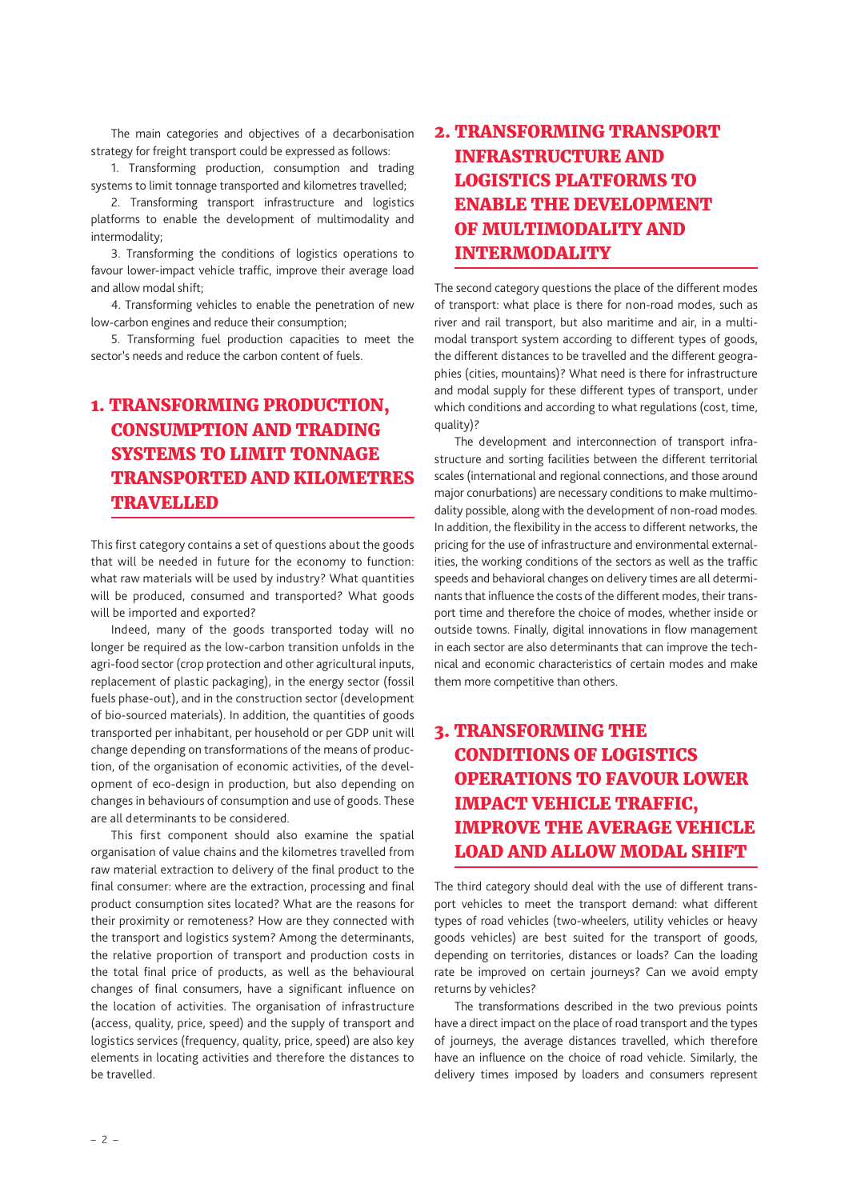The main categories and objectives of a decarbonisation strategy for freight transport could be expressed as follows:

1. Transforming production, consumption and trading systems to limit tonnage transported and kilometres travelled;

2. Transforming transport infrastructure and logistics platforms to enable the development of multimodality and intermodality;

3. Transforming the conditions of logistics operations to favour lower-impact vehicle traffic, improve their average load and allow modal shift;

4. Transforming vehicles to enable the penetration of new low-carbon engines and reduce their consumption;

5. Transforming fuel production capacities to meet the sector's needs and reduce the carbon content of fuels.

## 1. TRANSFORMING PRODUCTION, CONSUMPTION AND TRADING SYSTEMS TO LIMIT TONNAGE TRANSPORTED AND KILOMETRES TRAVELLED

This first category contains a set of questions about the goods that will be needed in future for the economy to function: what raw materials will be used by industry? What quantities will be produced, consumed and transported? What goods will be imported and exported?

Indeed, many of the goods transported today will no longer be required as the low-carbon transition unfolds in the agri-food sector (crop protection and other agricultural inputs, replacement of plastic packaging), in the energy sector (fossil fuels phase-out), and in the construction sector (development of bio-sourced materials). In addition, the quantities of goods transported per inhabitant, per household or per GDP unit will change depending on transformations of the means of production, of the organisation of economic activities, of the development of eco-design in production, but also depending on changes in behaviours of consumption and use of goods. These are all determinants to be considered.

This first component should also examine the spatial organisation of value chains and the kilometres travelled from raw material extraction to delivery of the final product to the final consumer: where are the extraction, processing and final product consumption sites located? What are the reasons for their proximity or remoteness? How are they connected with the transport and logistics system? Among the determinants, the relative proportion of transport and production costs in the total final price of products, as well as the behavioural changes of final consumers, have a significant influence on the location of activities. The organisation of infrastructure (access, quality, price, speed) and the supply of transport and logistics services (frequency, quality, price, speed) are also key elements in locating activities and therefore the distances to be travelled.

## 2. TRANSFORMING TRANSPORT INFRASTRUCTURE AND LOGISTICS PLATFORMS TO ENABLE THE DEVELOPMENT OF MULTIMODALITY AND INTERMODALITY

The second category questions the place of the different modes of transport: what place is there for non-road modes, such as river and rail transport, but also maritime and air, in a multimodal transport system according to different types of goods, the different distances to be travelled and the different geographies (cities, mountains)? What need is there for infrastructure and modal supply for these different types of transport, under which conditions and according to what regulations (cost, time, quality)?

The development and interconnection of transport infrastructure and sorting facilities between the different territorial scales (international and regional connections, and those around major conurbations) are necessary conditions to make multimodality possible, along with the development of non-road modes. In addition, the flexibility in the access to different networks, the pricing for the use of infrastructure and environmental externalities, the working conditions of the sectors as well as the traffic speeds and behavioral changes on delivery times are all determinants that influence the costs of the different modes, their transport time and therefore the choice of modes, whether inside or outside towns. Finally, digital innovations in flow management in each sector are also determinants that can improve the technical and economic characteristics of certain modes and make them more competitive than others.

## 3. TRANSFORMING THE CONDITIONS OF LOGISTICS OPERATIONS TO FAVOUR LOWER IMPACT VEHICLE TRAFFIC, IMPROVE THE AVERAGE VEHICLE LOAD AND ALLOW MODAL SHIFT

The third category should deal with the use of different transport vehicles to meet the transport demand: what different types of road vehicles (two-wheelers, utility vehicles or heavy goods vehicles) are best suited for the transport of goods, depending on territories, distances or loads? Can the loading rate be improved on certain journeys? Can we avoid empty returns by vehicles?

The transformations described in the two previous points have a direct impact on the place of road transport and the types of journeys, the average distances travelled, which therefore have an influence on the choice of road vehicle. Similarly, the delivery times imposed by loaders and consumers represent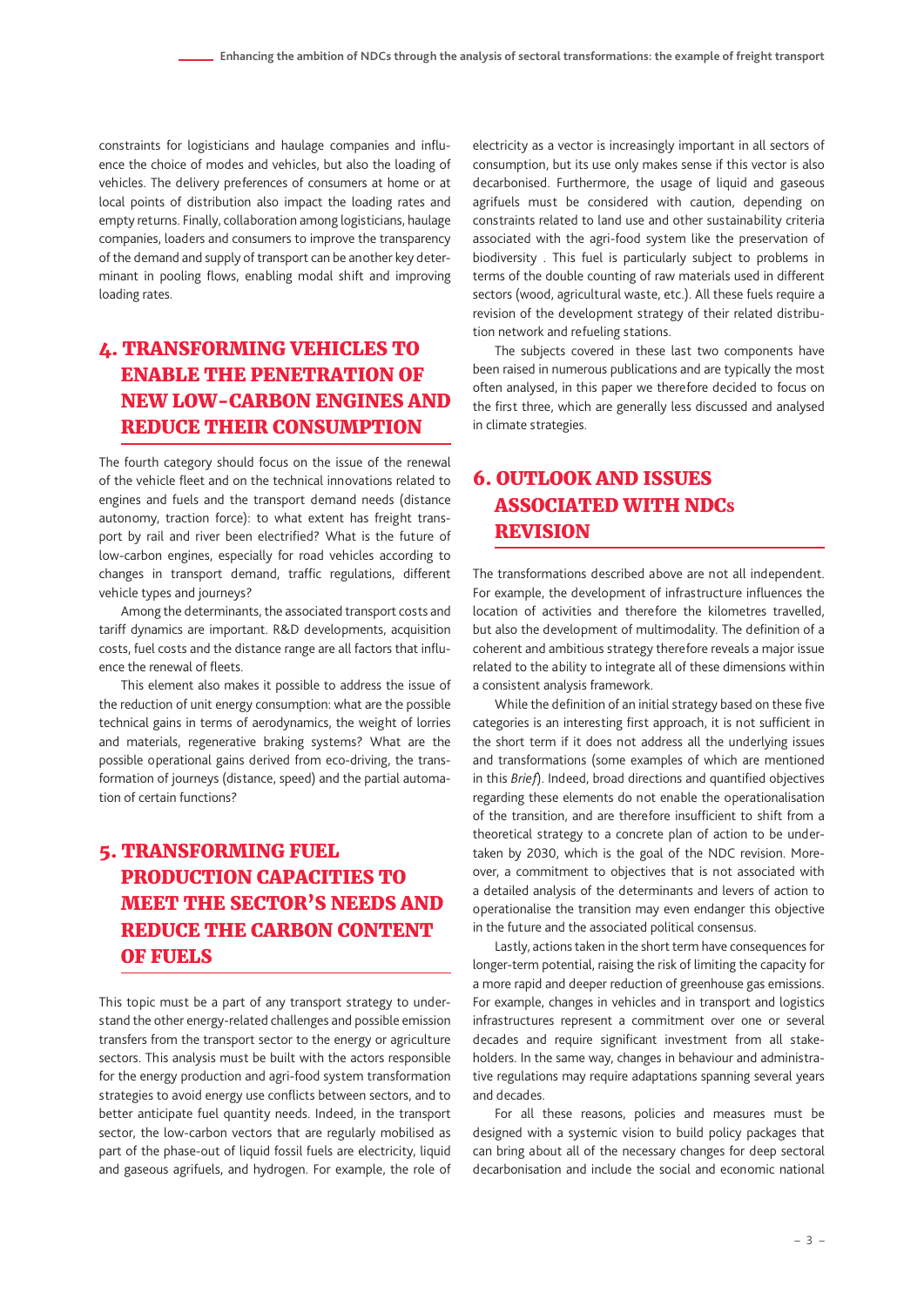constraints for logisticians and haulage companies and influence the choice of modes and vehicles, but also the loading of vehicles. The delivery preferences of consumers at home or at local points of distribution also impact the loading rates and empty returns. Finally, collaboration among logisticians, haulage companies, loaders and consumers to improve the transparency of the demand and supply of transport can be another key determinant in pooling flows, enabling modal shift and improving loading rates.

## 4. TRANSFORMING VEHICLES TO ENABLE THE PENETRATION OF NEW LOW-CARBON ENGINES AND REDUCE THEIR CONSUMPTION

The fourth category should focus on the issue of the renewal of the vehicle fleet and on the technical innovations related to engines and fuels and the transport demand needs (distance autonomy, traction force): to what extent has freight transport by rail and river been electrified? What is the future of low-carbon engines, especially for road vehicles according to changes in transport demand, traffic regulations, different vehicle types and journeys?

Among the determinants, the associated transport costs and tariff dynamics are important. R&D developments, acquisition costs, fuel costs and the distance range are all factors that influence the renewal of fleets.

This element also makes it possible to address the issue of the reduction of unit energy consumption: what are the possible technical gains in terms of aerodynamics, the weight of lorries and materials, regenerative braking systems? What are the possible operational gains derived from eco-driving, the transformation of journeys (distance, speed) and the partial automation of certain functions?

## 5. TRANSFORMING FUEL PRODUCTION CAPACITIES TO MEET THE SECTOR'S NEEDS AND REDUCE THE CARBON CONTENT OF FUELS

This topic must be a part of any transport strategy to understand the other energy-related challenges and possible emission transfers from the transport sector to the energy or agriculture sectors. This analysis must be built with the actors responsible for the energy production and agri-food system transformation strategies to avoid energy use conflicts between sectors, and to better anticipate fuel quantity needs. Indeed, in the transport sector, the low-carbon vectors that are regularly mobilised as part of the phase-out of liquid fossil fuels are electricity, liquid and gaseous agrifuels, and hydrogen. For example, the role of electricity as a vector is increasingly important in all sectors of consumption, but its use only makes sense if this vector is also decarbonised. Furthermore, the usage of liquid and gaseous agrifuels must be considered with caution, depending on constraints related to land use and other sustainability criteria associated with the agri-food system like the preservation of biodiversity . This fuel is particularly subject to problems in terms of the double counting of raw materials used in different sectors (wood, agricultural waste, etc.). All these fuels require a revision of the development strategy of their related distribution network and refueling stations.

The subjects covered in these last two components have been raised in numerous publications and are typically the most often analysed, in this paper we therefore decided to focus on the first three, which are generally less discussed and analysed in climate strategies.

## 6. OUTLOOK AND ISSUES ASSOCIATED WITH NDCs REVISION

The transformations described above are not all independent. For example, the development of infrastructure influences the location of activities and therefore the kilometres travelled, but also the development of multimodality. The definition of a coherent and ambitious strategy therefore reveals a major issue related to the ability to integrate all of these dimensions within a consistent analysis framework.

While the definition of an initial strategy based on these five categories is an interesting first approach, it is not sufficient in the short term if it does not address all the underlying issues and transformations (some examples of which are mentioned in this *Brief*). Indeed, broad directions and quantified objectives regarding these elements do not enable the operationalisation of the transition, and are therefore insufficient to shift from a theoretical strategy to a concrete plan of action to be undertaken by 2030, which is the goal of the NDC revision. Moreover, a commitment to objectives that is not associated with a detailed analysis of the determinants and levers of action to operationalise the transition may even endanger this objective in the future and the associated political consensus.

Lastly, actions taken in the short term have consequences for longer-term potential, raising the risk of limiting the capacity for a more rapid and deeper reduction of greenhouse gas emissions. For example, changes in vehicles and in transport and logistics infrastructures represent a commitment over one or several decades and require significant investment from all stakeholders. In the same way, changes in behaviour and administrative regulations may require adaptations spanning several years and decades.

For all these reasons, policies and measures must be designed with a systemic vision to build policy packages that can bring about all of the necessary changes for deep sectoral decarbonisation and include the social and economic national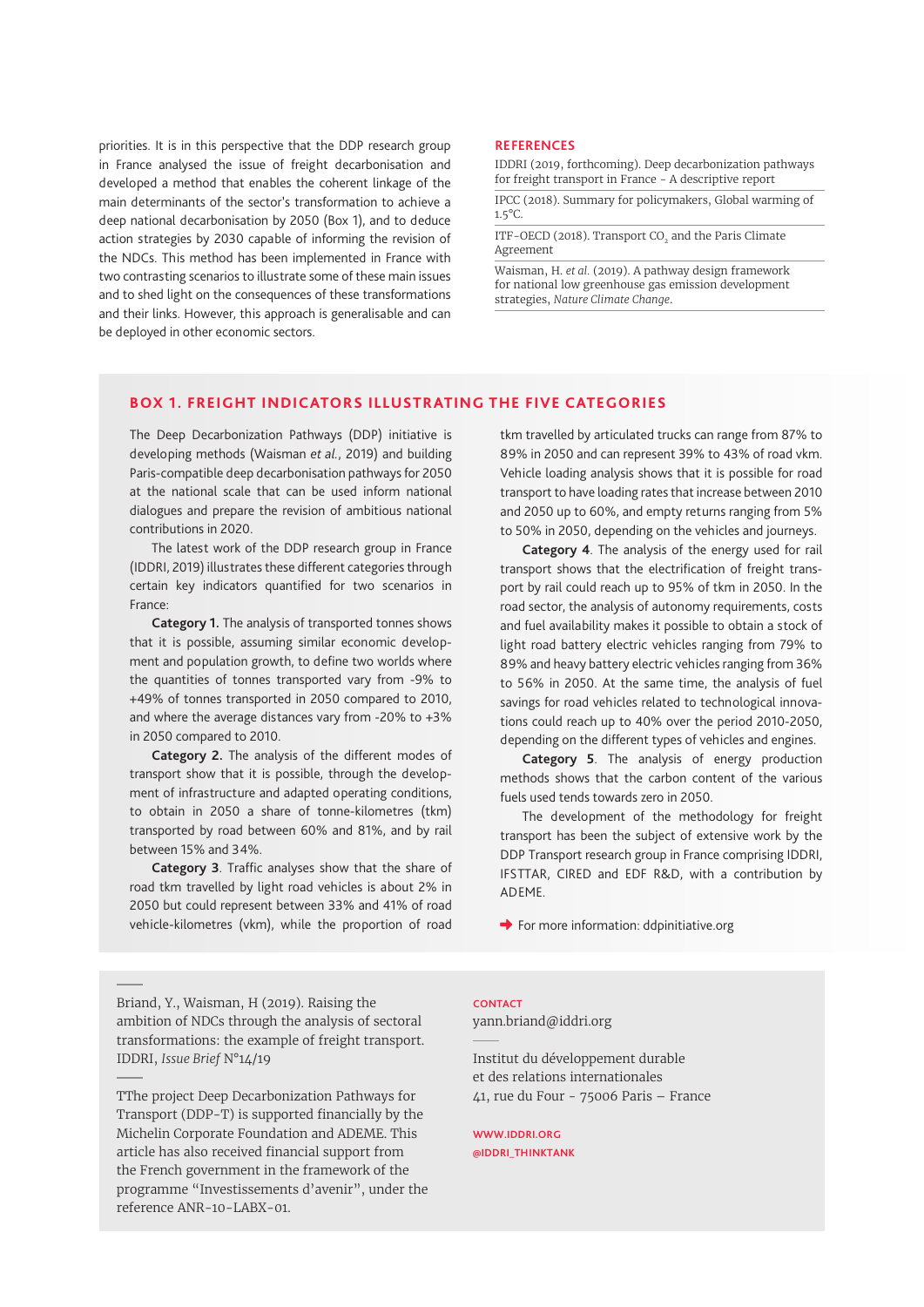priorities. It is in this perspective that the DDP research group in France analysed the issue of freight decarbonisation and developed a method that enables the coherent linkage of the main determinants of the sector's transformation to achieve a deep national decarbonisation by 2050 (Box 1), and to deduce action strategies by 2030 capable of informing the revision of the NDCs. This method has been implemented in France with two contrasting scenarios to illustrate some of these main issues and to shed light on the consequences of these transformations and their links. However, this approach is generalisable and can be deployed in other economic sectors.

## REFERENCES

IDDRI (2019, forthcoming). Deep decarbonization pathways for freight transport in France – A descriptive report

IPCC (2018). Summary for policymakers, Global warming of 1.5°C.

ITF-OECD (2018). Transport $CO_2$ and the Paris Climate Agreement

Waisman, H. *et al.* (2019). A pathway design framework for national low greenhouse gas emission development strategies, *Nature Climate Change*.

## BOX 1. FREIGHT INDICATORS ILLUSTRATING THE FIVE CATEGORIES

The Deep Decarbonization Pathways (DDP) initiative is developing methods (Waisman *et al.*, 2019) and building Paris-compatible deep decarbonization pathways for 2050 at the national scale that can be used inform national dialogues and prepare the revision of ambitious national contributions in 2020.

The latest work of the DDP research group in France (IDDRI, 2019) illustrates these different categories through certain key indicators quantified for two scenarios in France:

**Category 1.** The analysis of transported tonnes shows that it is possible, assuming similar economic development and population growth, to define two worlds where the quantities of tonnes transported vary from -9% to +49% of tonnes transported in 2050 compared to 2010, and where the average distances vary from -20% to +3% in 2050 compared to 2010.

**Category 2.** The analysis of the different modes of transport show that it is possible, through the development of infrastructure and adapted operating conditions, to obtain in 2050 a share of tonne-kilometres (tkm) transported by road between 60% and 81%, and by rail between 15% and 34%.

**Category 3**. Traffic analyses show that the share of road tkm travelled by light road vehicles is about 2% in 2050 but could represent between 33% and 41% of road vehicle-kilometres (vkm), while the proportion of road tkm travelled by articulated trucks can range from 87% to 89% in 2050 and can represent 39% to 43% of road vkm. Vehicle loading analysis shows that it is possible for road transport to have loading rates that increase between 2010 and 2050 up to 60%, and empty returns ranging from 5% to 50% in 2050, depending on the vehicles and journeys.

**Category 4**. The analysis of the energy used for rail transport shows that the electrification of freight transport by rail could reach up to 95% of tkm in 2050. In the road sector, the analysis of autonomy requirements, costs and fuel availability makes it possible to obtain a stock of light road battery electric vehicles ranging from 79% to 89% and heavy battery electric vehicles ranging from 36% to 56% in 2050. At the same time, the analysis of fuel savings for road vehicles related to technological innovations could reach up to 40% over the period 2010-2050, depending on the different types of vehicles and engines.

**Category 5**. The analysis of energy production methods shows that the carbon content of the various fuels used tends towards zero in 2050.

The development of the methodology for freight transport has been the subject of extensive work by the DDP Transport research group in France comprising IDDRI, IFSTTAR, CIRED and EDF R&D, with a contribution by ADEME.

➜ For more information: ddpinitiative.org

---

Briand, Y., Waisman, H (2019). Raising the ambition of NDCs through the analysis of sectoral transformations: the example of freight transport. IDDRI, *Issue Brief* N°14/19

---

TThe project Deep Decarbonization Pathways for Transport (DDP-T) is supported financially by the Michelin Corporate Foundation and ADEME. This article has also received financial support from the French government in the framework of the programme "Investissements d'avenir", under the reference ANR-10-LABX-01.

**CONTACT**
yann.briand@iddri.org

---

Institut du développement durable
et des relations internationales
41, rue du Four - 75006 Paris – France

**WWW.IDDRI.ORG**
**@IDDRI_THINKTANK**